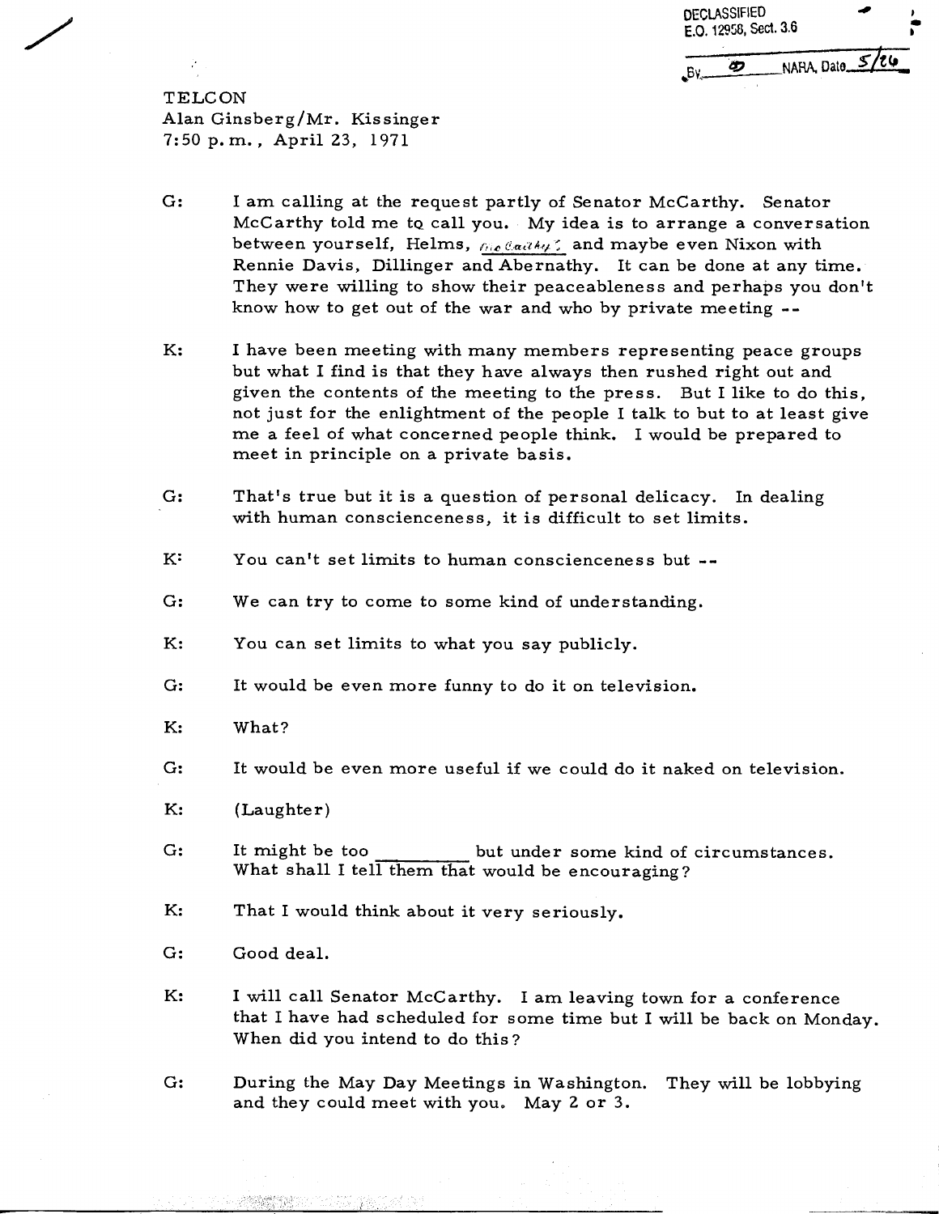DECLASSIFIED
E.O. 12958, Sect. 3.6
By ___ NARA, Date 5/26

TELCON
Alan Ginsberg/Mr. Kissinger
7:50 p.m., April 23, 1971

G: I am calling at the request partly of Senator McCarthy. Senator McCarthy told me to call you. My idea is to arrange a conversation between yourself, Helms, McCarthy and maybe even Nixon with Rennie Davis, Dillinger and Abernathy. It can be done at any time. They were willing to show their peaceableness and perhaps you don't know how to get out of the war and who by private meeting --

K: I have been meeting with many members representing peace groups but what I find is that they have always then rushed right out and given the contents of the meeting to the press. But I like to do this, not just for the enlightment of the people I talk to but to at least give me a feel of what concerned people think. I would be prepared to meet in principle on a private basis.

G: That's true but it is a question of personal delicacy. In dealing with human consciencеness, it is difficult to set limits.

K: You can't set limits to human consciencеness but --

G: We can try to come to some kind of understanding.

K: You can set limits to what you say publicly.

G: It would be even more funny to do it on television.

K: What?

G: It would be even more useful if we could do it naked on television.

K: (Laughter)

G: It might be too _________ but under some kind of circumstances. What shall I tell them that would be encouraging?

K: That I would think about it very seriously.

G: Good deal.

K: I will call Senator McCarthy. I am leaving town for a conference that I have had scheduled for some time but I will be back on Monday. When did you intend to do this?

G: During the May Day Meetings in Washington. They will be lobbying and they could meet with you. May 2 or 3.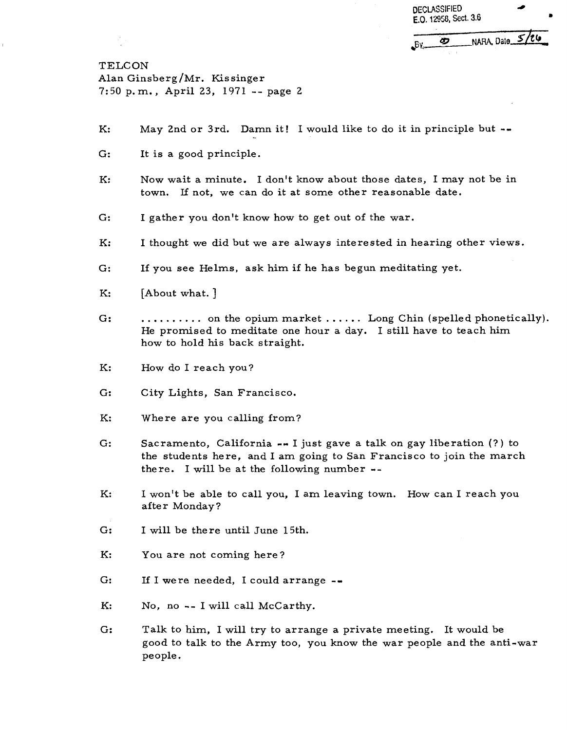DECLASSIFIED
E.O. 12958, Sect. 3.6

By \_\_\_ NARA, Date 5/26

TELCON
Alan Ginsberg/Mr. Kissinger
7:50 p.m., April 23, 1971 -- page 2

K: May 2nd or 3rd. Damn it! I would like to do it in principle but --

G: It is a good principle.

K: Now wait a minute. I don't know about those dates, I may not be in town. If not, we can do it at some other reasonable date.

G: I gather you don't know how to get out of the war.

K: I thought we did but we are always interested in hearing other views.

G: If you see Helms, ask him if he has begun meditating yet.

K: [About what.]

G: .......... on the opium market ...... Long Chin (spelled phonetically). He promised to meditate one hour a day. I still have to teach him how to hold his back straight.

K: How do I reach you?

G: City Lights, San Francisco.

K: Where are you calling from?

G: Sacramento, California -- I just gave a talk on gay liberation (?) to the students here, and I am going to San Francisco to join the march there. I will be at the following number --

K: I won't be able to call you, I am leaving town. How can I reach you after Monday?

G: I will be there until June 15th.

K: You are not coming here?

G: If I were needed, I could arrange --

K: No, no -- I will call McCarthy.

G: Talk to him, I will try to arrange a private meeting. It would be good to talk to the Army too, you know the war people and the anti-war people.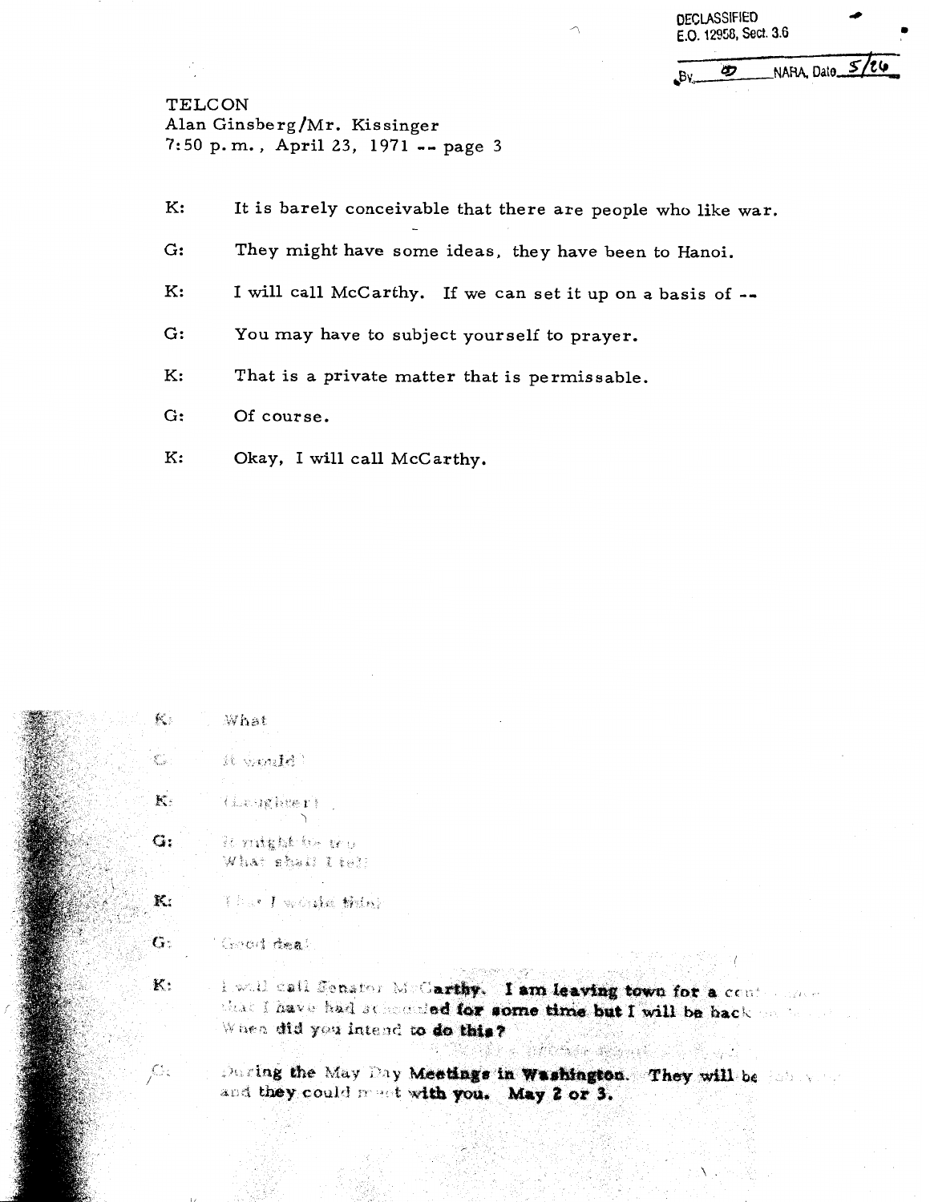DECLASSIFIED
E.O. 12958, Sect. 3.6
By ___ NARA, Date 5/26

TELCON
Alan Ginsberg/Mr. Kissinger
7:50 p.m., April 23, 1971 -- page 3

K: It is barely conceivable that there are people who like war.

G: They might have some ideas, they have been to Hanoi.

K: I will call McCarthy. If we can set it up on a basis of --

G: You may have to subject yourself to prayer.

K: That is a private matter that is permissable.

G: Of course.

K: Okay, I will call McCarthy.

K: What

G: It would

K: (Laughter)

G: It might be tru
What shall I tell

K: That I would think

G: Good deal

K: I will call Senator McCarthy. I am leaving town for a conf... that I have had scheduled for some time but I will be back ... When did you intend to do this?

G: During the May Day Meetings in Washington. They will be ... and they could meet with you. May 2 or 3.